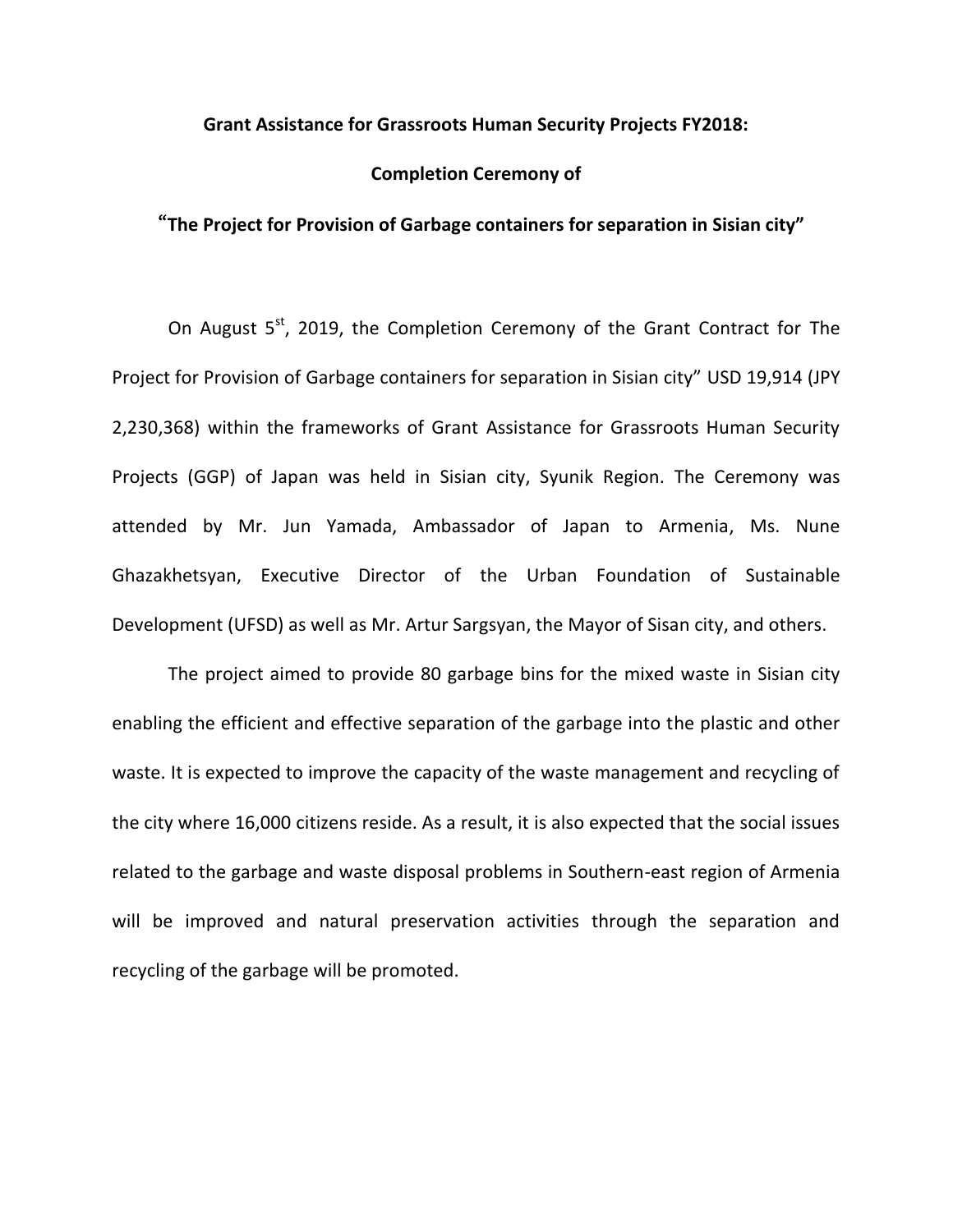**Grant Assistance for Grassroots Human Security Projects FY2018:**

**Completion Ceremony of**

**"The Project for Provision of Garbage containers for separation in Sisian city"**

On August 5st, 2019, the Completion Ceremony of the Grant Contract for The Project for Provision of Garbage containers for separation in Sisian city" USD 19,914 (JPY 2,230,368) within the frameworks of Grant Assistance for Grassroots Human Security Projects (GGP) of Japan was held in Sisian city, Syunik Region. The Ceremony was attended by Mr. Jun Yamada, Ambassador of Japan to Armenia, Ms. Nune Ghazakhetsyan, Executive Director of the Urban Foundation of Sustainable Development (UFSD) as well as Mr. Artur Sargsyan, the Mayor of Sisan city, and others.

The project aimed to provide 80 garbage bins for the mixed waste in Sisian city enabling the efficient and effective separation of the garbage into the plastic and other waste. It is expected to improve the capacity of the waste management and recycling of the city where 16,000 citizens reside. As a result, it is also expected that the social issues related to the garbage and waste disposal problems in Southern-east region of Armenia will be improved and natural preservation activities through the separation and recycling of the garbage will be promoted.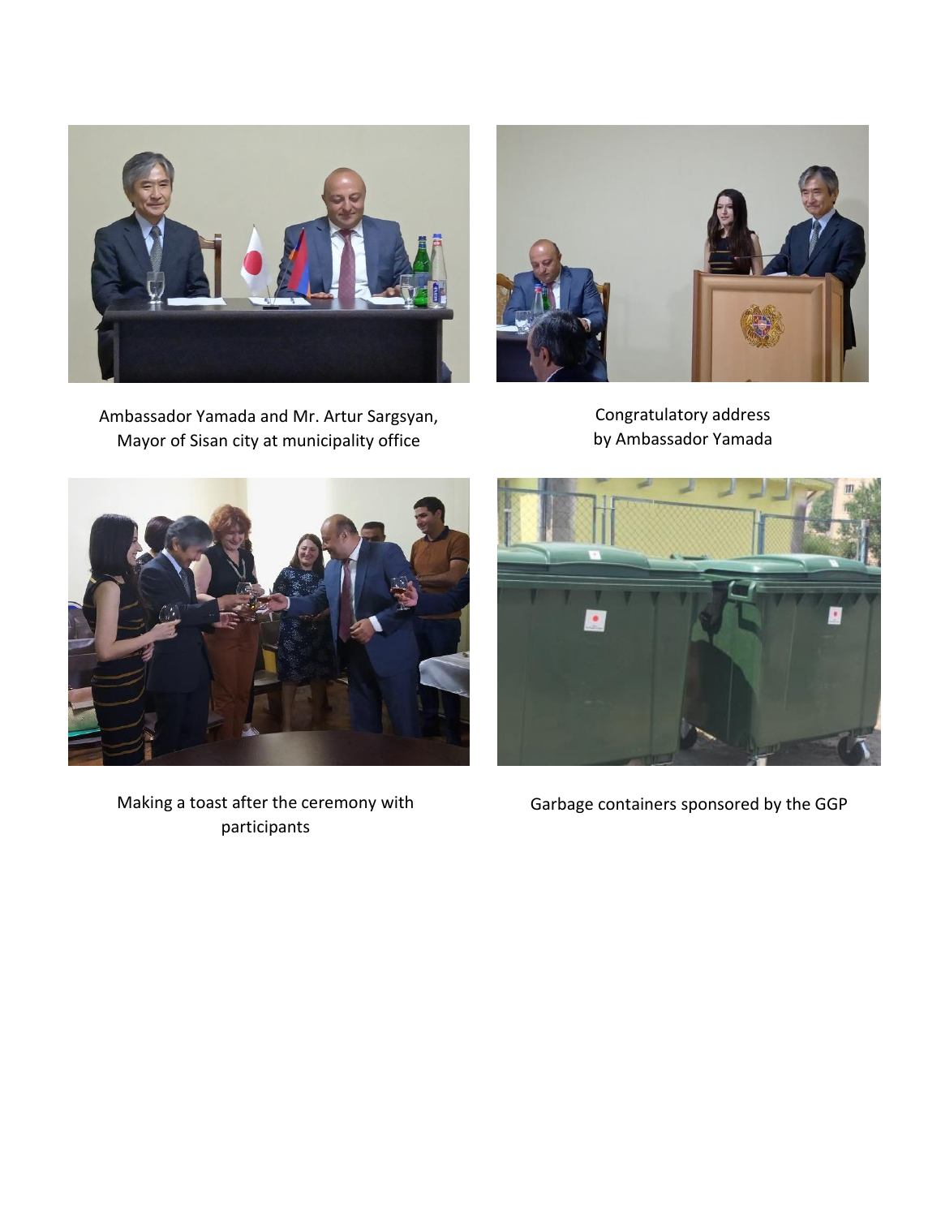Ambassador Yamada and Mr. Artur Sargsyan, Mayor of Sisan city at municipality office

Congratulatory address by Ambassador Yamada

Making a toast after the ceremony with participants

Garbage containers sponsored by the GGP